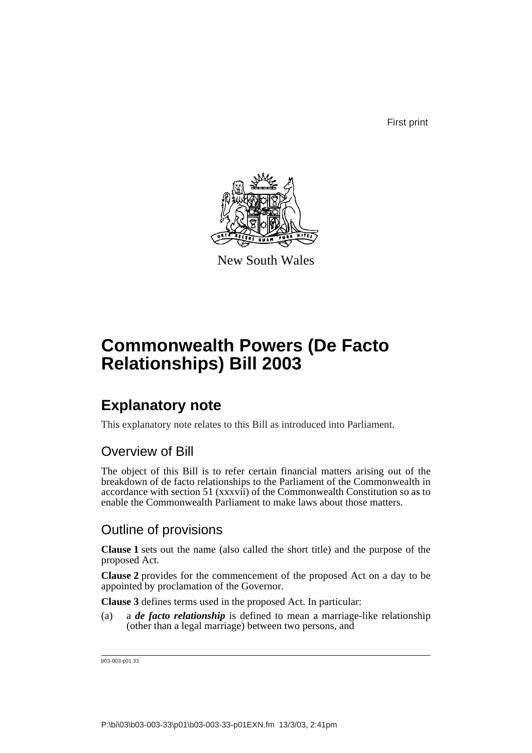First print

New South Wales

# Commonwealth Powers (De Facto Relationships) Bill 2003

## Explanatory note

This explanatory note relates to this Bill as introduced into Parliament.

### Overview of Bill

The object of this Bill is to refer certain financial matters arising out of the breakdown of de facto relationships to the Parliament of the Commonwealth in accordance with section 51 (xxxvii) of the Commonwealth Constitution so as to enable the Commonwealth Parliament to make laws about those matters.

### Outline of provisions

**Clause 1** sets out the name (also called the short title) and the purpose of the proposed Act.

**Clause 2** provides for the commencement of the proposed Act on a day to be appointed by proclamation of the Governor.

**Clause 3** defines terms used in the proposed Act. In particular:

(a) a ***de facto relationship*** is defined to mean a marriage-like relationship (other than a legal marriage) between two persons, and

b03-003-p01.33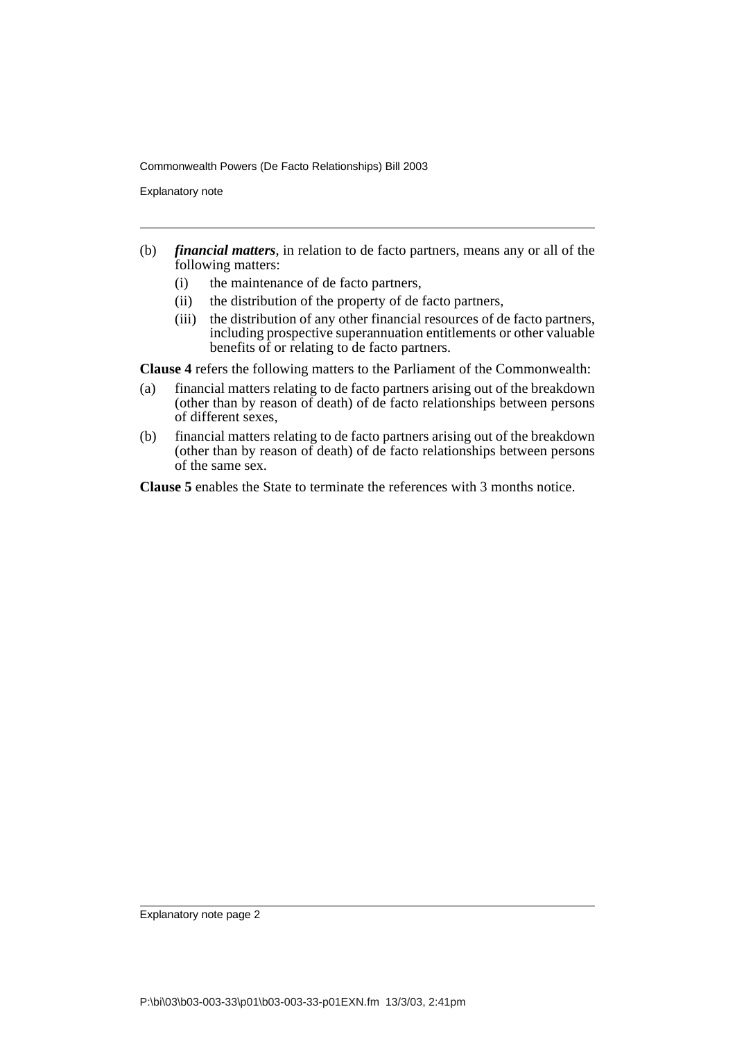(b) ***financial matters***, in relation to de facto partners, means any or all of the following matters:

  (i) the maintenance of de facto partners,

  (ii) the distribution of the property of de facto partners,

  (iii) the distribution of any other financial resources of de facto partners, including prospective superannuation entitlements or other valuable benefits of or relating to de facto partners.

**Clause 4** refers the following matters to the Parliament of the Commonwealth:

(a) financial matters relating to de facto partners arising out of the breakdown (other than by reason of death) of de facto relationships between persons of different sexes,

(b) financial matters relating to de facto partners arising out of the breakdown (other than by reason of death) of de facto relationships between persons of the same sex.

**Clause 5** enables the State to terminate the references with 3 months notice.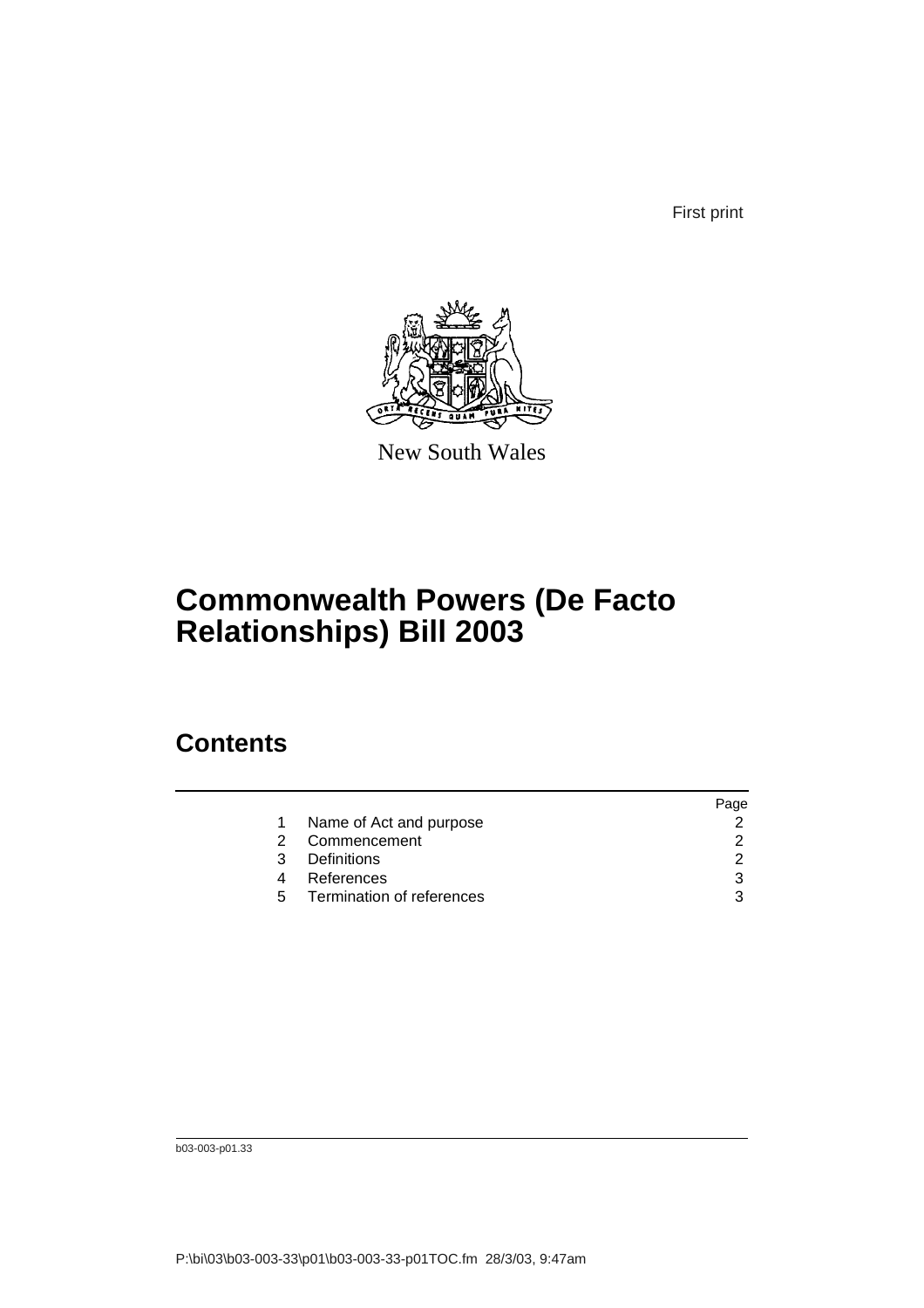First print

New South Wales

# Commonwealth Powers (De Facto Relationships) Bill 2003

## Contents

| | | Page |
|---|---|---|
| 1 | Name of Act and purpose | 2 |
| 2 | Commencement | 2 |
| 3 | Definitions | 2 |
| 4 | References | 3 |
| 5 | Termination of references | 3 |

b03-003-p01.33

P:\bi\03\b03-003-33\p01\b03-003-33-p01TOC.fm 28/3/03, 9:47am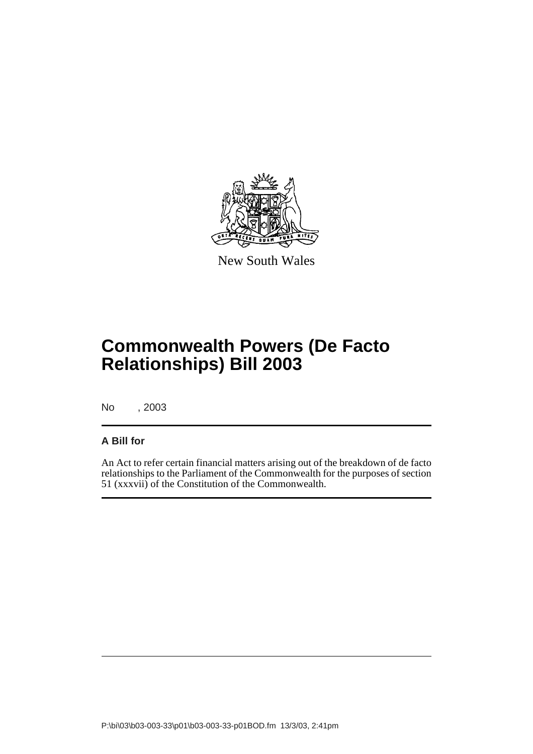New South Wales

# Commonwealth Powers (De Facto Relationships) Bill 2003

No , 2003

**A Bill for**

An Act to refer certain financial matters arising out of the breakdown of de facto relationships to the Parliament of the Commonwealth for the purposes of section 51 (xxxvii) of the Constitution of the Commonwealth.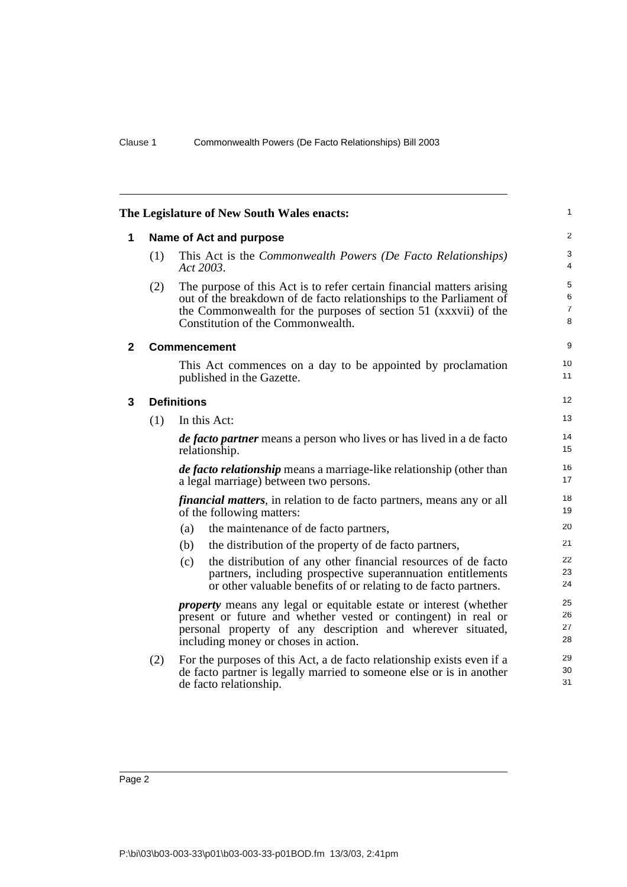**The Legislature of New South Wales enacts:**

## 1 Name of Act and purpose

(1) This Act is the *Commonwealth Powers (De Facto Relationships) Act 2003*.

(2) The purpose of this Act is to refer certain financial matters arising out of the breakdown of de facto relationships to the Parliament of the Commonwealth for the purposes of section 51 (xxxvii) of the Constitution of the Commonwealth.

## 2 Commencement

This Act commences on a day to be appointed by proclamation published in the Gazette.

## 3 Definitions

(1) In this Act:

***de facto partner*** means a person who lives or has lived in a de facto relationship.

***de facto relationship*** means a marriage-like relationship (other than a legal marriage) between two persons.

***financial matters***, in relation to de facto partners, means any or all of the following matters:

(a) the maintenance of de facto partners,

(b) the distribution of the property of de facto partners,

(c) the distribution of any other financial resources of de facto partners, including prospective superannuation entitlements or other valuable benefits of or relating to de facto partners.

***property*** means any legal or equitable estate or interest (whether present or future and whether vested or contingent) in real or personal property of any description and wherever situated, including money or choses in action.

(2) For the purposes of this Act, a de facto relationship exists even if a de facto partner is legally married to someone else or is in another de facto relationship.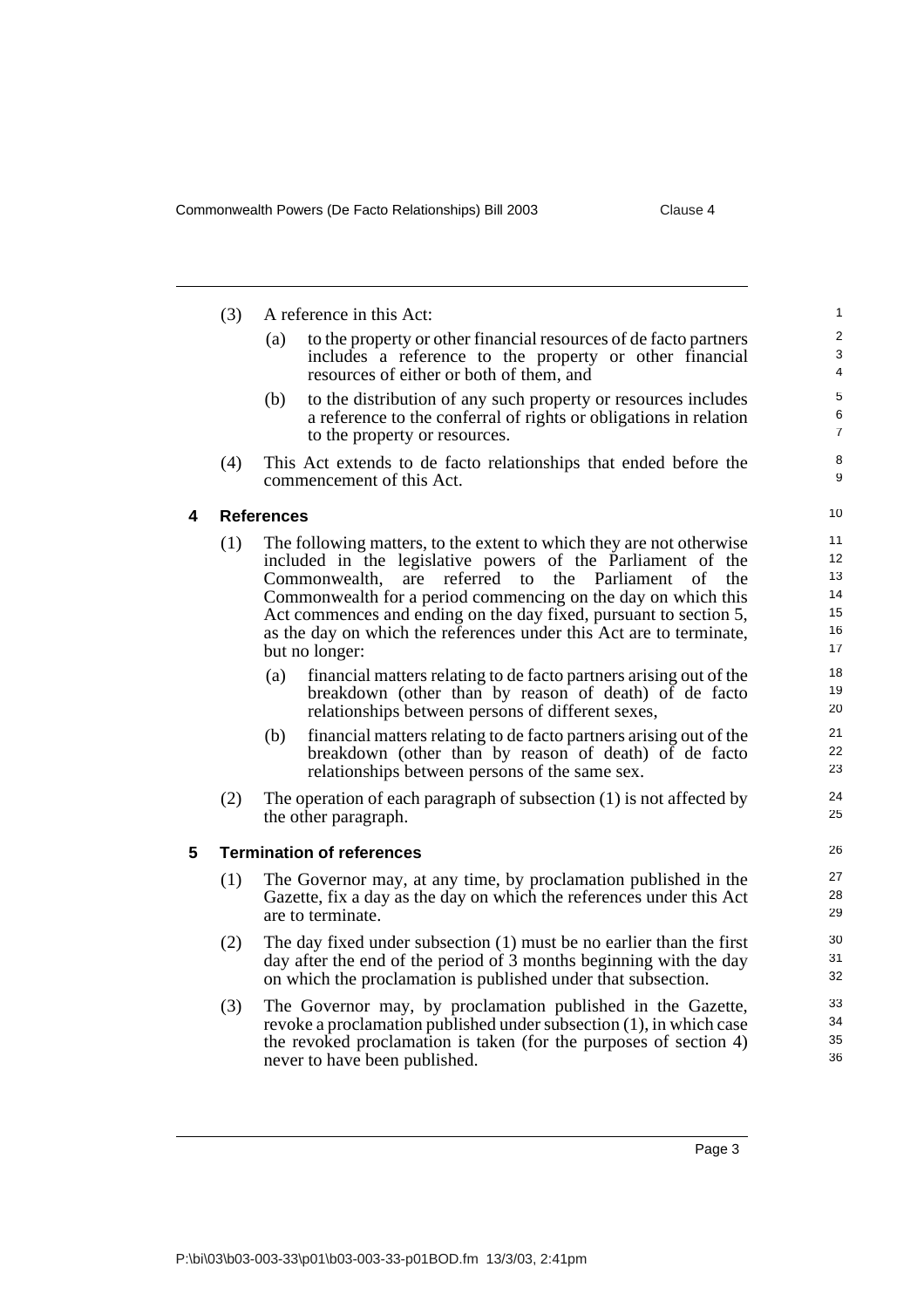(3) A reference in this Act:

(a) to the property or other financial resources of de facto partners includes a reference to the property or other financial resources of either or both of them, and

(b) to the distribution of any such property or resources includes a reference to the conferral of rights or obligations in relation to the property or resources.

(4) This Act extends to de facto relationships that ended before the commencement of this Act.

## 4 References

(1) The following matters, to the extent to which they are not otherwise included in the legislative powers of the Parliament of the Commonwealth, are referred to the Parliament of the Commonwealth for a period commencing on the day on which this Act commences and ending on the day fixed, pursuant to section 5, as the day on which the references under this Act are to terminate, but no longer:

(a) financial matters relating to de facto partners arising out of the breakdown (other than by reason of death) of de facto relationships between persons of different sexes,

(b) financial matters relating to de facto partners arising out of the breakdown (other than by reason of death) of de facto relationships between persons of the same sex.

(2) The operation of each paragraph of subsection (1) is not affected by the other paragraph.

## 5 Termination of references

(1) The Governor may, at any time, by proclamation published in the Gazette, fix a day as the day on which the references under this Act are to terminate.

(2) The day fixed under subsection (1) must be no earlier than the first day after the end of the period of 3 months beginning with the day on which the proclamation is published under that subsection.

(3) The Governor may, by proclamation published in the Gazette, revoke a proclamation published under subsection (1), in which case the revoked proclamation is taken (for the purposes of section 4) never to have been published.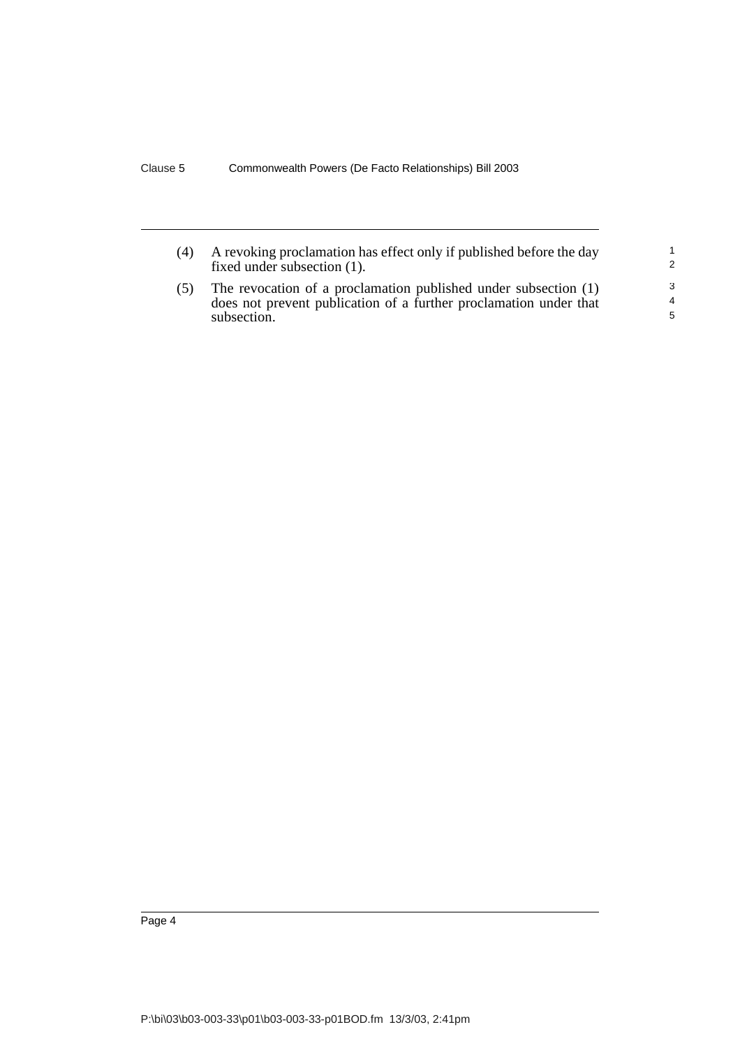(4) A revoking proclamation has effect only if published before the day fixed under subsection (1).

(5) The revocation of a proclamation published under subsection (1) does not prevent publication of a further proclamation under that subsection.